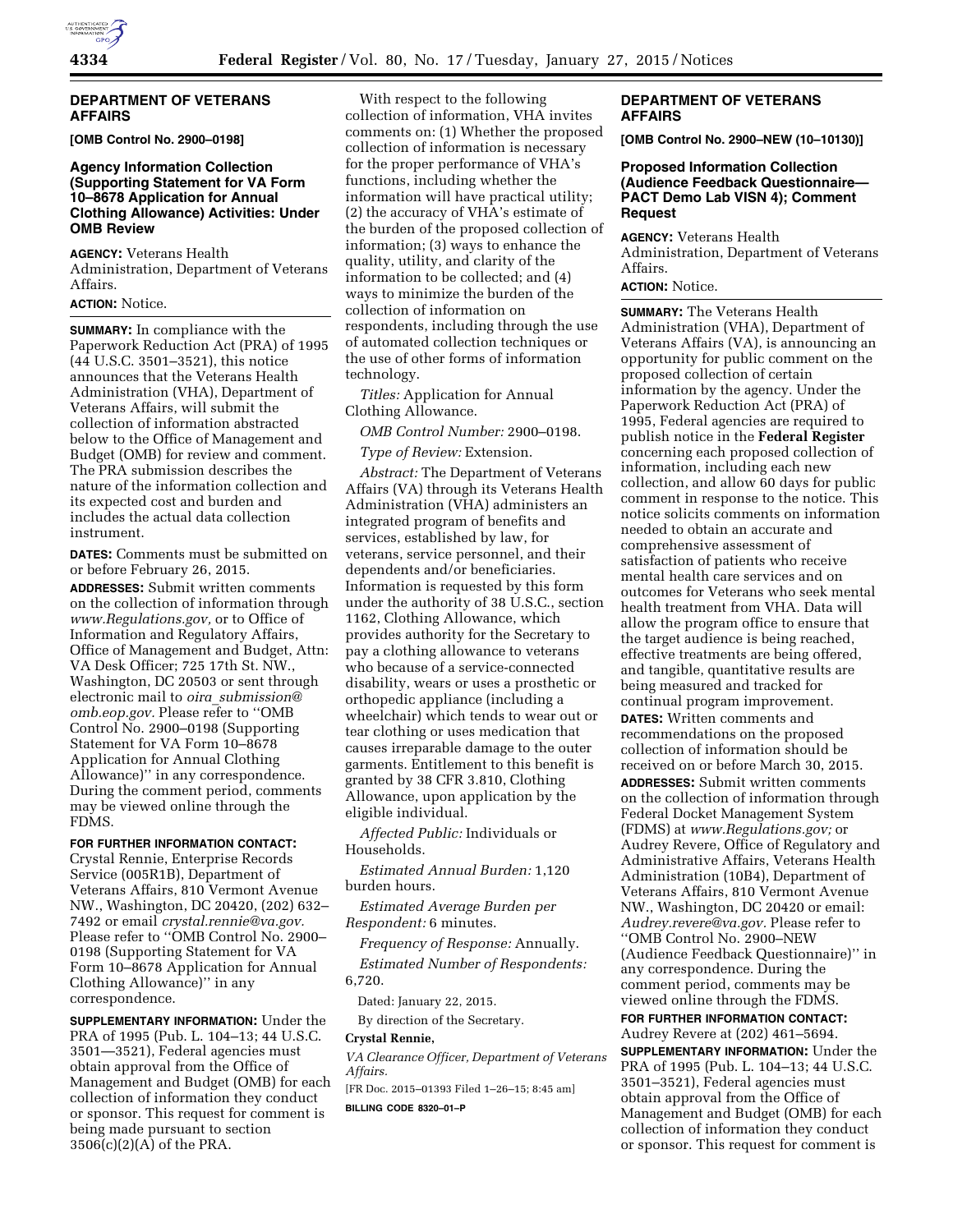## DEPARTMENT OF VETERANS AFFAIRS

**[OMB Control No. 2900–0198]**

### Agency Information Collection (Supporting Statement for VA Form 10–8678 Application for Annual Clothing Allowance) Activities: Under OMB Review

**AGENCY:** Veterans Health Administration, Department of Veterans Affairs.

**ACTION:** Notice.

**SUMMARY:** In compliance with the Paperwork Reduction Act (PRA) of 1995 (44 U.S.C. 3501–3521), this notice announces that the Veterans Health Administration (VHA), Department of Veterans Affairs, will submit the collection of information abstracted below to the Office of Management and Budget (OMB) for review and comment. The PRA submission describes the nature of the information collection and its expected cost and burden and includes the actual data collection instrument.

**DATES:** Comments must be submitted on or before February 26, 2015.

**ADDRESSES:** Submit written comments on the collection of information through *www.Regulations.gov,* or to Office of Information and Regulatory Affairs, Office of Management and Budget, Attn: VA Desk Officer; 725 17th St. NW., Washington, DC 20503 or sent through electronic mail to *oira_submission@omb.eop.gov.* Please refer to ''OMB Control No. 2900–0198 (Supporting Statement for VA Form 10–8678 Application for Annual Clothing Allowance)'' in any correspondence. During the comment period, comments may be viewed online through the FDMS.

**FOR FURTHER INFORMATION CONTACT:** Crystal Rennie, Enterprise Records Service (005R1B), Department of Veterans Affairs, 810 Vermont Avenue NW., Washington, DC 20420, (202) 632–7492 or email *crystal.rennie@va.gov.* Please refer to ''OMB Control No. 2900–0198 (Supporting Statement for VA Form 10–8678 Application for Annual Clothing Allowance)'' in any correspondence.

**SUPPLEMENTARY INFORMATION:** Under the PRA of 1995 (Pub. L. 104–13; 44 U.S.C. 3501—3521), Federal agencies must obtain approval from the Office of Management and Budget (OMB) for each collection of information they conduct or sponsor. This request for comment is being made pursuant to section 3506(c)(2)(A) of the PRA.

With respect to the following collection of information, VHA invites comments on: (1) Whether the proposed collection of information is necessary for the proper performance of VHA's functions, including whether the information will have practical utility; (2) the accuracy of VHA's estimate of the burden of the proposed collection of information; (3) ways to enhance the quality, utility, and clarity of the information to be collected; and (4) ways to minimize the burden of the collection of information on respondents, including through the use of automated collection techniques or the use of other forms of information technology.

*Titles:* Application for Annual Clothing Allowance.

*OMB Control Number:* 2900–0198.

*Type of Review:* Extension.

*Abstract:* The Department of Veterans Affairs (VA) through its Veterans Health Administration (VHA) administers an integrated program of benefits and services, established by law, for veterans, service personnel, and their dependents and/or beneficiaries. Information is requested by this form under the authority of 38 U.S.C., section 1162, Clothing Allowance, which provides authority for the Secretary to pay a clothing allowance to veterans who because of a service-connected disability, wears or uses a prosthetic or orthopedic appliance (including a wheelchair) which tends to wear out or tear clothing or uses medication that causes irreparable damage to the outer garments. Entitlement to this benefit is granted by 38 CFR 3.810, Clothing Allowance, upon application by the eligible individual.

*Affected Public:* Individuals or Households.

*Estimated Annual Burden:* 1,120 burden hours.

*Estimated Average Burden per Respondent:* 6 minutes.

*Frequency of Response:* Annually.

*Estimated Number of Respondents:* 6,720.

Dated: January 22, 2015.

By direction of the Secretary.

**Crystal Rennie,**

*VA Clearance Officer, Department of Veterans Affairs.*

[FR Doc. 2015–01393 Filed 1–26–15; 8:45 am]

**BILLING CODE 8320–01–P**

## DEPARTMENT OF VETERANS AFFAIRS

**[OMB Control No. 2900–NEW (10–10130)]**

### Proposed Information Collection (Audience Feedback Questionnaire—PACT Demo Lab VISN 4); Comment Request

**AGENCY:** Veterans Health Administration, Department of Veterans Affairs.

**ACTION:** Notice.

**SUMMARY:** The Veterans Health Administration (VHA), Department of Veterans Affairs (VA), is announcing an opportunity for public comment on the proposed collection of certain information by the agency. Under the Paperwork Reduction Act (PRA) of 1995, Federal agencies are required to publish notice in the **Federal Register** concerning each proposed collection of information, including each new collection, and allow 60 days for public comment in response to the notice. This notice solicits comments on information needed to obtain an accurate and comprehensive assessment of satisfaction of patients who receive mental health care services and on outcomes for Veterans who seek mental health treatment from VHA. Data will allow the program office to ensure that the target audience is being reached, effective treatments are being offered, and tangible, quantitative results are being measured and tracked for continual program improvement.

**DATES:** Written comments and recommendations on the proposed collection of information should be received on or before March 30, 2015.

**ADDRESSES:** Submit written comments on the collection of information through Federal Docket Management System (FDMS) at *www.Regulations.gov;* or Audrey Revere, Office of Regulatory and Administrative Affairs, Veterans Health Administration (10B4), Department of Veterans Affairs, 810 Vermont Avenue NW., Washington, DC 20420 or email: *Audrey.revere@va.gov.* Please refer to ''OMB Control No. 2900–NEW (Audience Feedback Questionnaire)'' in any correspondence. During the comment period, comments may be viewed online through the FDMS.

**FOR FURTHER INFORMATION CONTACT:** Audrey Revere at (202) 461–5694.

**SUPPLEMENTARY INFORMATION:** Under the PRA of 1995 (Pub. L. 104–13; 44 U.S.C. 3501–3521), Federal agencies must obtain approval from the Office of Management and Budget (OMB) for each collection of information they conduct or sponsor. This request for comment is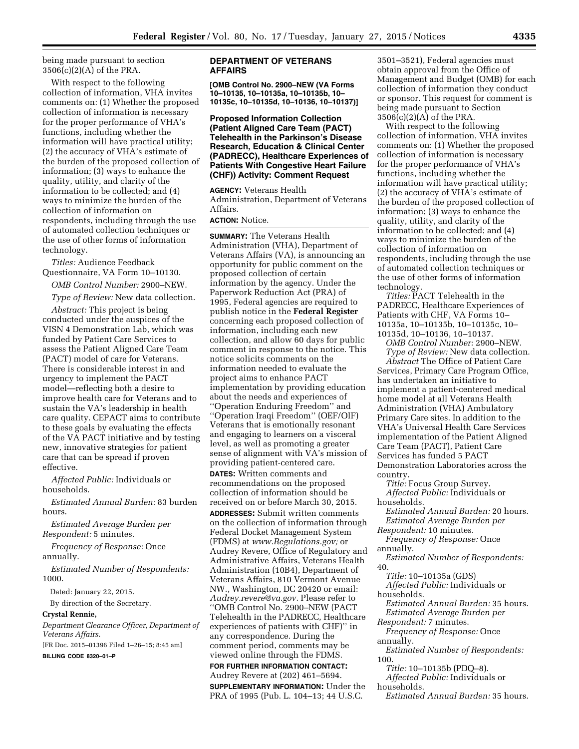being made pursuant to section 3506(c)(2)(A) of the PRA.

With respect to the following collection of information, VHA invites comments on: (1) Whether the proposed collection of information is necessary for the proper performance of VHA's functions, including whether the information will have practical utility; (2) the accuracy of VHA's estimate of the burden of the proposed collection of information; (3) ways to enhance the quality, utility, and clarity of the information to be collected; and (4) ways to minimize the burden of the collection of information on respondents, including through the use of automated collection techniques or the use of other forms of information technology.

*Titles:* Audience Feedback Questionnaire, VA Form 10–10130.

*OMB Control Number:* 2900–NEW.

*Type of Review:* New data collection.

*Abstract:* This project is being conducted under the auspices of the VISN 4 Demonstration Lab, which was funded by Patient Care Services to assess the Patient Aligned Care Team (PACT) model of care for Veterans. There is considerable interest in and urgency to implement the PACT model—reflecting both a desire to improve health care for Veterans and to sustain the VA's leadership in health care quality. CEPACT aims to contribute to these goals by evaluating the effects of the VA PACT initiative and by testing new, innovative strategies for patient care that can be spread if proven effective.

*Affected Public:* Individuals or households.

*Estimated Annual Burden:* 83 burden hours.

*Estimated Average Burden per Respondent:* 5 minutes.

*Frequency of Response:* Once annually.

*Estimated Number of Respondents:* 1000.

Dated: January 22, 2015.

By direction of the Secretary.

**Crystal Rennie,**

*Department Clearance Officer, Department of Veterans Affairs.*

[FR Doc. 2015–01396 Filed 1–26–15; 8:45 am]

**BILLING CODE 8320–01–P**

## DEPARTMENT OF VETERANS AFFAIRS

**[OMB Control No. 2900–NEW (VA Forms 10–10135, 10–10135a, 10–10135b, 10–10135c, 10–10135d, 10–10136, 10–10137)]**

### Proposed Information Collection (Patient Aligned Care Team (PACT) Telehealth in the Parkinson's Disease Research, Education & Clinical Center (PADRECC), Healthcare Experiences of Patients With Congestive Heart Failure (CHF)) Activity: Comment Request

**AGENCY:** Veterans Health Administration, Department of Veterans Affairs.

**ACTION:** Notice.

**SUMMARY:** The Veterans Health Administration (VHA), Department of Veterans Affairs (VA), is announcing an opportunity for public comment on the proposed collection of certain information by the agency. Under the Paperwork Reduction Act (PRA) of 1995, Federal agencies are required to publish notice in the **Federal Register** concerning each proposed collection of information, including each new collection, and allow 60 days for public comment in response to the notice. This notice solicits comments on the information needed to evaluate the project aims to enhance PACT implementation by providing education about the needs and experiences of ''Operation Enduring Freedom'' and ''Operation Iraqi Freedom'' (OEF/OIF) Veterans that is emotionally resonant and engaging to learners on a visceral level, as well as promoting a greater sense of alignment with VA's mission of providing patient-centered care.

**DATES:** Written comments and recommendations on the proposed collection of information should be received on or before March 30, 2015.

**ADDRESSES:** Submit written comments on the collection of information through Federal Docket Management System (FDMS) at *www.Regulations.gov;* or Audrey Revere, Office of Regulatory and Administrative Affairs, Veterans Health Administration (10B4), Department of Veterans Affairs, 810 Vermont Avenue NW., Washington, DC 20420 or email: *Audrey.revere@va.gov.* Please refer to ''OMB Control No. 2900–NEW (PACT Telehealth in the PADRECC, Healthcare experiences of patients with CHF)'' in any correspondence. During the comment period, comments may be viewed online through the FDMS.

**FOR FURTHER INFORMATION CONTACT:** Audrey Revere at (202) 461–5694.

**SUPPLEMENTARY INFORMATION:** Under the PRA of 1995 (Pub. L. 104–13; 44 U.S.C. 3501–3521), Federal agencies must obtain approval from the Office of Management and Budget (OMB) for each collection of information they conduct or sponsor. This request for comment is being made pursuant to Section 3506(c)(2)(A) of the PRA.

With respect to the following collection of information, VHA invites comments on: (1) Whether the proposed collection of information is necessary for the proper performance of VHA's functions, including whether the information will have practical utility; (2) the accuracy of VHA's estimate of the burden of the proposed collection of information; (3) ways to enhance the quality, utility, and clarity of the information to be collected; and (4) ways to minimize the burden of the collection of information on respondents, including through the use of automated collection techniques or the use of other forms of information technology.

*Titles:* PACT Telehealth in the PADRECC, Healthcare Experiences of Patients with CHF, VA Forms 10–10135a, 10–10135b, 10–10135c, 10–10135d, 10–10136, 10–10137.

*OMB Control Number:* 2900–NEW.

*Type of Review:* New data collection.

*Abstract* The Office of Patient Care Services, Primary Care Program Office, has undertaken an initiative to implement a patient-centered medical home model at all Veterans Health Administration (VHA) Ambulatory Primary Care sites. In addition to the VHA's Universal Health Care Services implementation of the Patient Aligned Care Team (PACT), Patient Care Services has funded 5 PACT Demonstration Laboratories across the country.

*Title:* Focus Group Survey.

*Affected Public:* Individuals or households.

*Estimated Annual Burden:* 20 hours.

*Estimated Average Burden per Respondent:* 10 minutes.

*Frequency of Response:* Once annually.

*Estimated Number of Respondents:* 40.

*Title:* 10–10135a (GDS)

*Affected Public:* Individuals or households.

*Estimated Annual Burden:* 35 hours.

*Estimated Average Burden per Respondent:* 7 minutes.

*Frequency of Response:* Once annually.

*Estimated Number of Respondents:* 100.

*Title:* 10–10135b (PDQ–8).

*Affected Public:* Individuals or households.

*Estimated Annual Burden:* 35 hours.